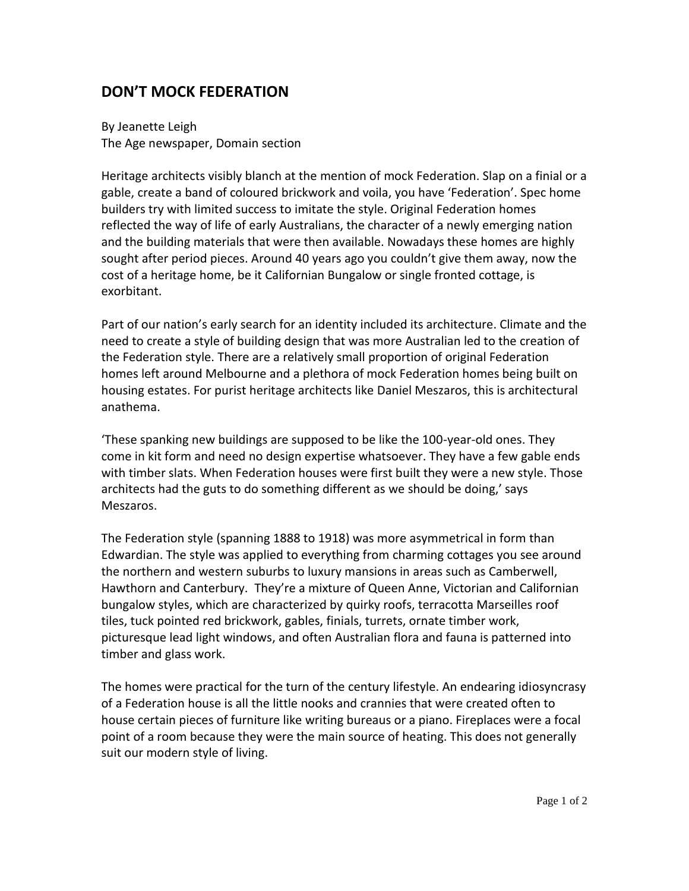# DON'T MOCK FEDERATION

By Jeanette Leigh
The Age newspaper, Domain section

Heritage architects visibly blanch at the mention of mock Federation. Slap on a finial or a gable, create a band of coloured brickwork and voila, you have 'Federation'. Spec home builders try with limited success to imitate the style. Original Federation homes reflected the way of life of early Australians, the character of a newly emerging nation and the building materials that were then available. Nowadays these homes are highly sought after period pieces. Around 40 years ago you couldn't give them away, now the cost of a heritage home, be it Californian Bungalow or single fronted cottage, is exorbitant.

Part of our nation's early search for an identity included its architecture. Climate and the need to create a style of building design that was more Australian led to the creation of the Federation style. There are a relatively small proportion of original Federation homes left around Melbourne and a plethora of mock Federation homes being built on housing estates. For purist heritage architects like Daniel Meszaros, this is architectural anathema.

'These spanking new buildings are supposed to be like the 100-year-old ones. They come in kit form and need no design expertise whatsoever. They have a few gable ends with timber slats. When Federation houses were first built they were a new style. Those architects had the guts to do something different as we should be doing,' says Meszaros.

The Federation style (spanning 1888 to 1918) was more asymmetrical in form than Edwardian. The style was applied to everything from charming cottages you see around the northern and western suburbs to luxury mansions in areas such as Camberwell, Hawthorn and Canterbury. They're a mixture of Queen Anne, Victorian and Californian bungalow styles, which are characterized by quirky roofs, terracotta Marseilles roof tiles, tuck pointed red brickwork, gables, finials, turrets, ornate timber work, picturesque lead light windows, and often Australian flora and fauna is patterned into timber and glass work.

The homes were practical for the turn of the century lifestyle. An endearing idiosyncrasy of a Federation house is all the little nooks and crannies that were created often to house certain pieces of furniture like writing bureaus or a piano. Fireplaces were a focal point of a room because they were the main source of heating. This does not generally suit our modern style of living.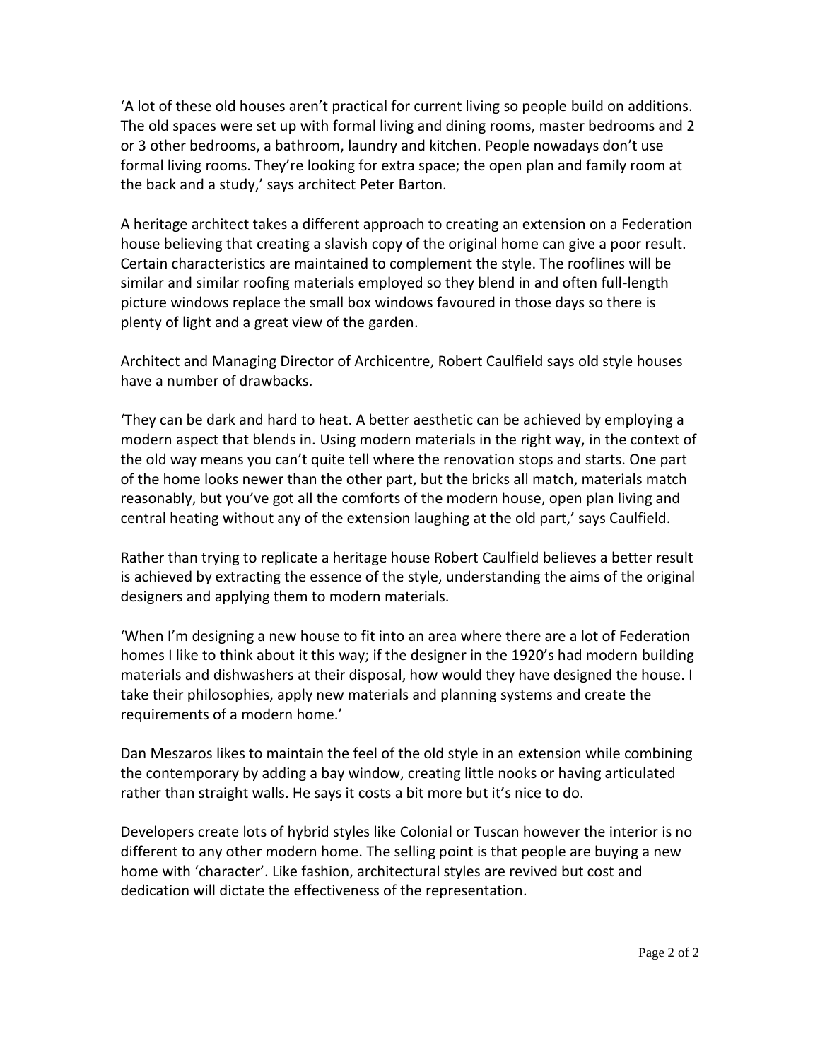'A lot of these old houses aren't practical for current living so people build on additions. The old spaces were set up with formal living and dining rooms, master bedrooms and 2 or 3 other bedrooms, a bathroom, laundry and kitchen. People nowadays don't use formal living rooms. They're looking for extra space; the open plan and family room at the back and a study,' says architect Peter Barton.

A heritage architect takes a different approach to creating an extension on a Federation house believing that creating a slavish copy of the original home can give a poor result. Certain characteristics are maintained to complement the style. The rooflines will be similar and similar roofing materials employed so they blend in and often full-length picture windows replace the small box windows favoured in those days so there is plenty of light and a great view of the garden.

Architect and Managing Director of Archicentre, Robert Caulfield says old style houses have a number of drawbacks.

'They can be dark and hard to heat. A better aesthetic can be achieved by employing a modern aspect that blends in. Using modern materials in the right way, in the context of the old way means you can't quite tell where the renovation stops and starts. One part of the home looks newer than the other part, but the bricks all match, materials match reasonably, but you've got all the comforts of the modern house, open plan living and central heating without any of the extension laughing at the old part,' says Caulfield.

Rather than trying to replicate a heritage house Robert Caulfield believes a better result is achieved by extracting the essence of the style, understanding the aims of the original designers and applying them to modern materials.

'When I'm designing a new house to fit into an area where there are a lot of Federation homes I like to think about it this way; if the designer in the 1920's had modern building materials and dishwashers at their disposal, how would they have designed the house. I take their philosophies, apply new materials and planning systems and create the requirements of a modern home.'

Dan Meszaros likes to maintain the feel of the old style in an extension while combining the contemporary by adding a bay window, creating little nooks or having articulated rather than straight walls. He says it costs a bit more but it's nice to do.

Developers create lots of hybrid styles like Colonial or Tuscan however the interior is no different to any other modern home. The selling point is that people are buying a new home with 'character'. Like fashion, architectural styles are revived but cost and dedication will dictate the effectiveness of the representation.